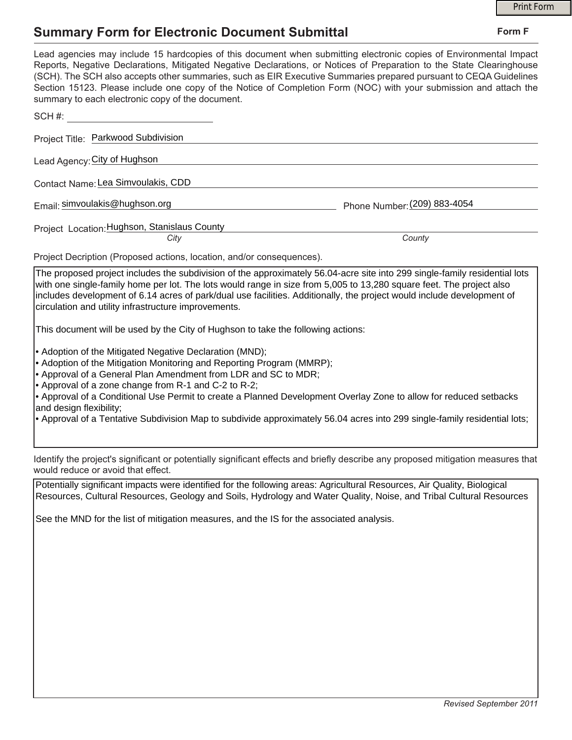Print Form

# Summary Form for Electronic Document Submittal

**Form F**

Lead agencies may include 15 hardcopies of this document when submitting electronic copies of Environmental Impact Reports, Negative Declarations, Mitigated Negative Declarations, or Notices of Preparation to the State Clearinghouse (SCH). The SCH also accepts other summaries, such as EIR Executive Summaries prepared pursuant to CEQA Guidelines Section 15123. Please include one copy of the Notice of Completion Form (NOC) with your submission and attach the summary to each electronic copy of the document.

SCH #: ____________________

Project Title: Parkwood Subdivision

Lead Agency: City of Hughson

Contact Name: Lea Simvoulakis, CDD

Email: simvoulakis@hughson.org  Phone Number: (209) 883-4054

Project Location: Hughson, Stanislaus County
*City* *County*

Project Decription (Proposed actions, location, and/or consequences).

The proposed project includes the subdivision of the approximately 56.04-acre site into 299 single-family residential lots with one single-family home per lot. The lots would range in size from 5,005 to 13,280 square feet. The project also includes development of 6.14 acres of park/dual use facilities. Additionally, the project would include development of circulation and utility infrastructure improvements.

This document will be used by the City of Hughson to take the following actions:

- Adoption of the Mitigated Negative Declaration (MND);
- Adoption of the Mitigation Monitoring and Reporting Program (MMRP);
- Approval of a General Plan Amendment from LDR and SC to MDR;
- Approval of a zone change from R-1 and C-2 to R-2;
- Approval of a Conditional Use Permit to create a Planned Development Overlay Zone to allow for reduced setbacks and design flexibility;
- Approval of a Tentative Subdivision Map to subdivide approximately 56.04 acres into 299 single-family residential lots;

Identify the project's significant or potentially significant effects and briefly describe any proposed mitigation measures that would reduce or avoid that effect.

Potentially significant impacts were identified for the following areas: Agricultural Resources, Air Quality, Biological Resources, Cultural Resources, Geology and Soils, Hydrology and Water Quality, Noise, and Tribal Cultural Resources

See the MND for the list of mitigation measures, and the IS for the associated analysis.

*Revised September 2011*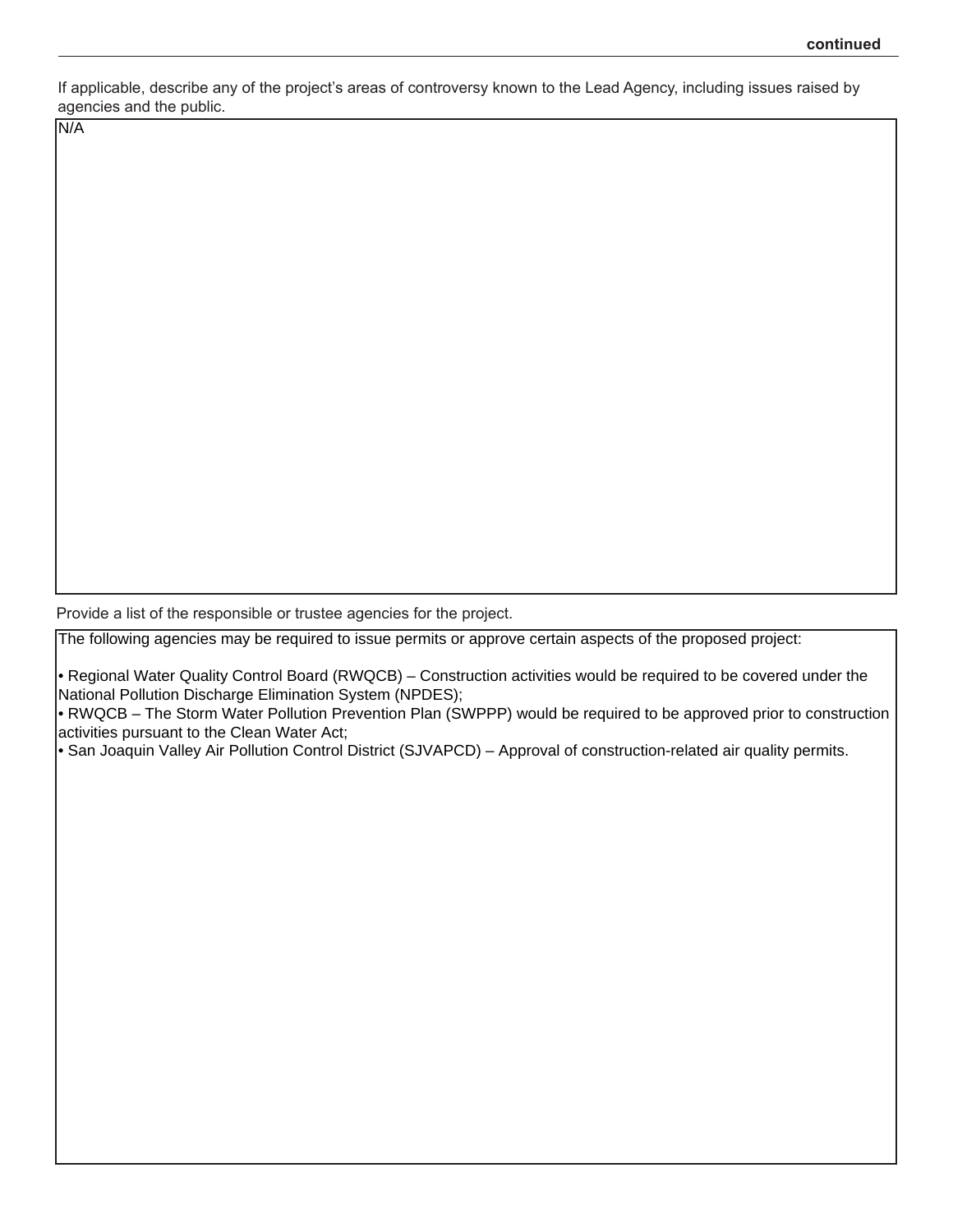**continued**

If applicable, describe any of the project's areas of controversy known to the Lead Agency, including issues raised by agencies and the public.

N/A

Provide a list of the responsible or trustee agencies for the project.

The following agencies may be required to issue permits or approve certain aspects of the proposed project:

- Regional Water Quality Control Board (RWQCB) – Construction activities would be required to be covered under the National Pollution Discharge Elimination System (NPDES);
- RWQCB – The Storm Water Pollution Prevention Plan (SWPPP) would be required to be approved prior to construction activities pursuant to the Clean Water Act;
- San Joaquin Valley Air Pollution Control District (SJVAPCD) – Approval of construction-related air quality permits.